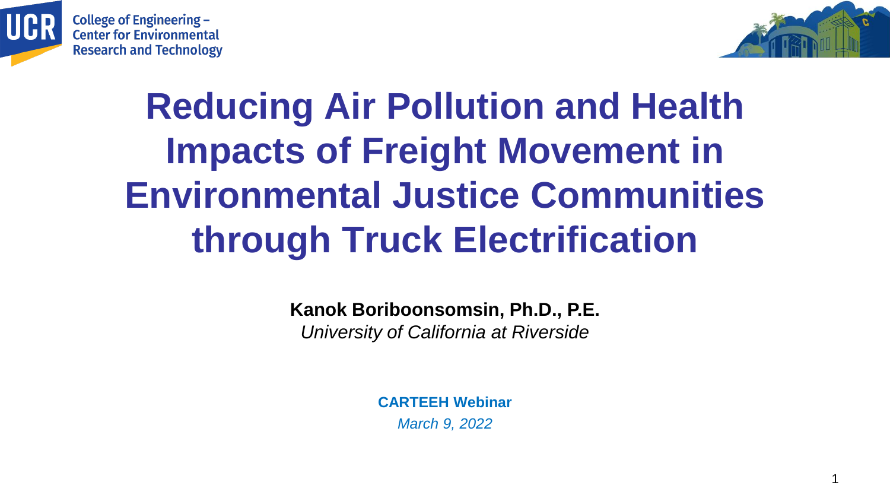College of Engineering – Center for Environmental Research and Technology

# Reducing Air Pollution and Health Impacts of Freight Movement in Environmental Justice Communities through Truck Electrification

**Kanok Boriboonsomsin, Ph.D., P.E.**

*University of California at Riverside*

**CARTEEH Webinar**

*March 9, 2022*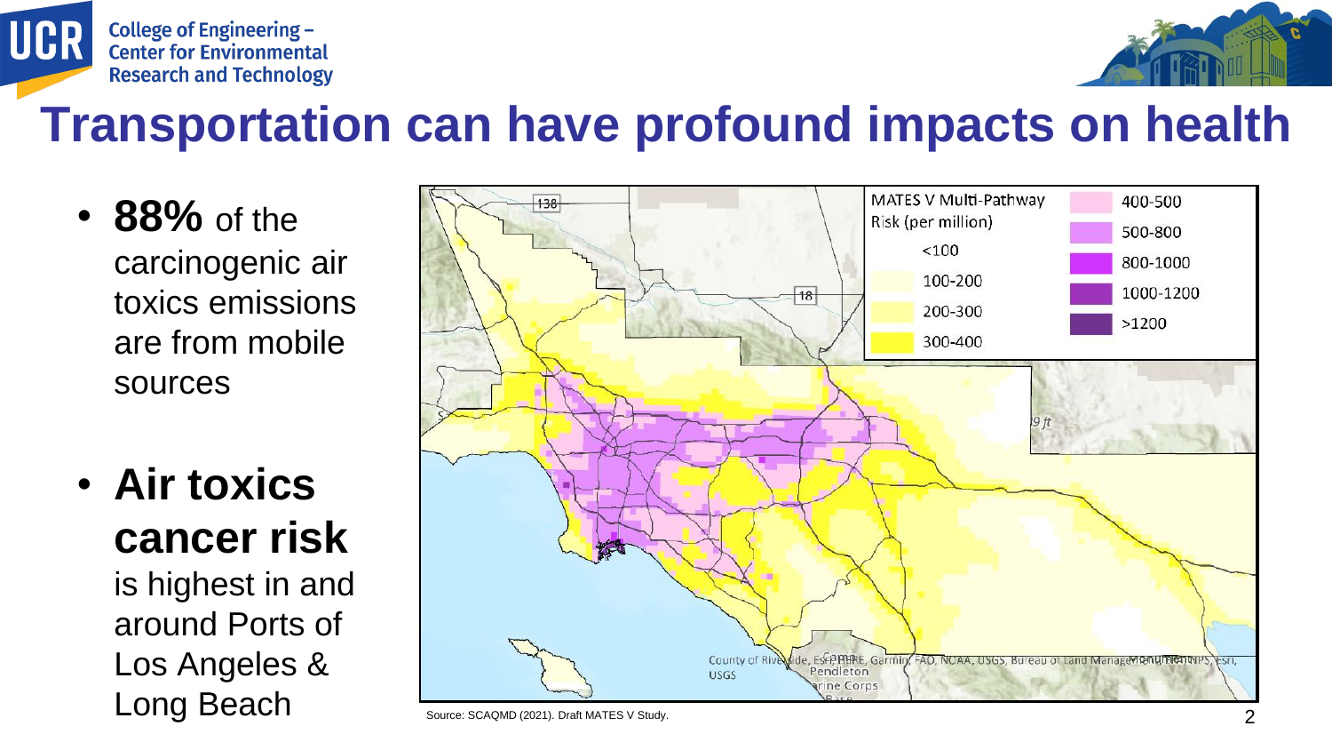# Transportation can have profound impacts on health

- **88%** of the carcinogenic air toxics emissions are from mobile sources
- **Air toxics cancer risk** is highest in and around Ports of Los Angeles & Long Beach

MATES V Multi-Pathway Risk (per million)

| Range | Range |
| --- | --- |
| <100 | 400-500 |
| 100-200 | 500-800 |
| 200-300 | 800-1000 |
| 300-400 | 1000-1200 |
| | >1200 |

Source: SCAQMD (2021). Draft MATES V Study.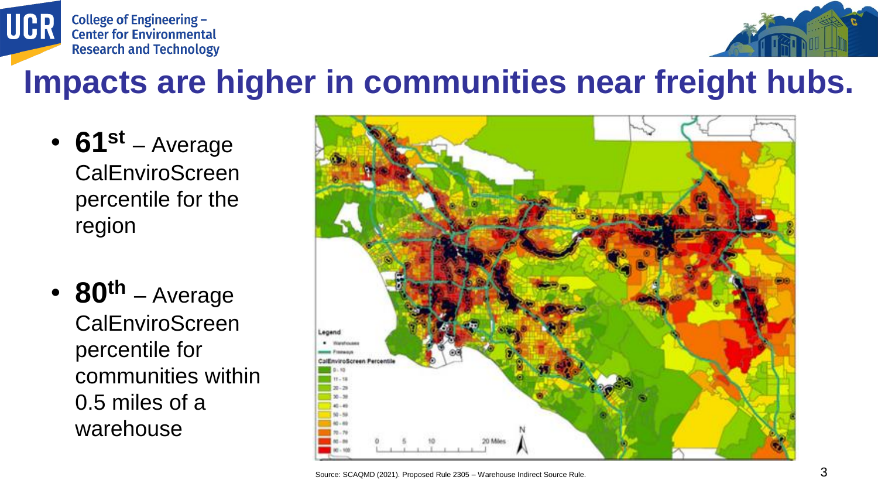# Impacts are higher in communities near freight hubs.

- **61[st]** – Average CalEnviroScreen percentile for the region
- **80[th]** – Average CalEnviroScreen percentile for communities within 0.5 miles of a warehouse

Source: SCAQMD (2021). Proposed Rule 2305 – Warehouse Indirect Source Rule.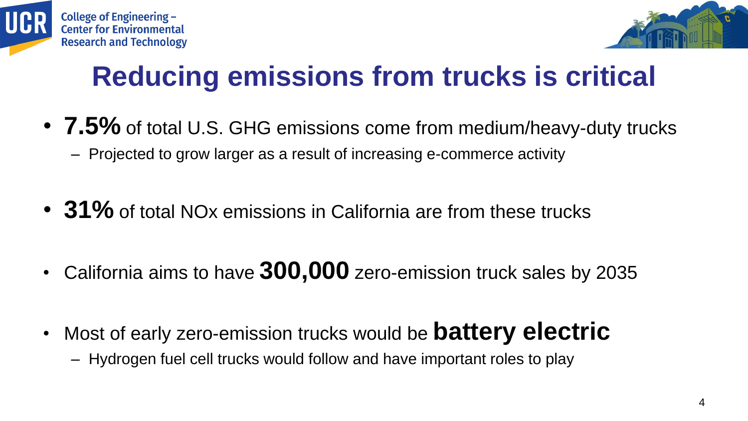# Reducing emissions from trucks is critical

- **7.5%** of total U.S. GHG emissions come from medium/heavy-duty trucks
  - Projected to grow larger as a result of increasing e-commerce activity
- **31%** of total NOx emissions in California are from these trucks
- California aims to have **300,000** zero-emission truck sales by 2035
- Most of early zero-emission trucks would be **battery electric**
  - Hydrogen fuel cell trucks would follow and have important roles to play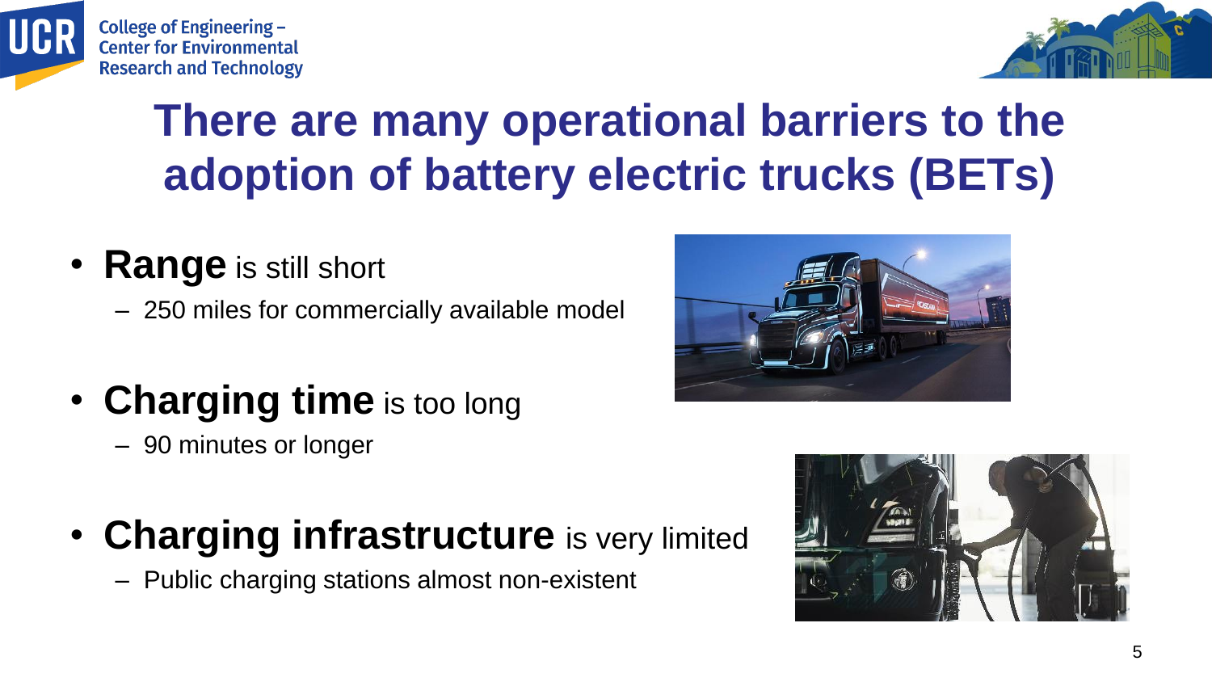# There are many operational barriers to the adoption of battery electric trucks (BETs)

- **Range** is still short
  - 250 miles for commercially available model
- **Charging time** is too long
  - 90 minutes or longer
- **Charging infrastructure** is very limited
  - Public charging stations almost non-existent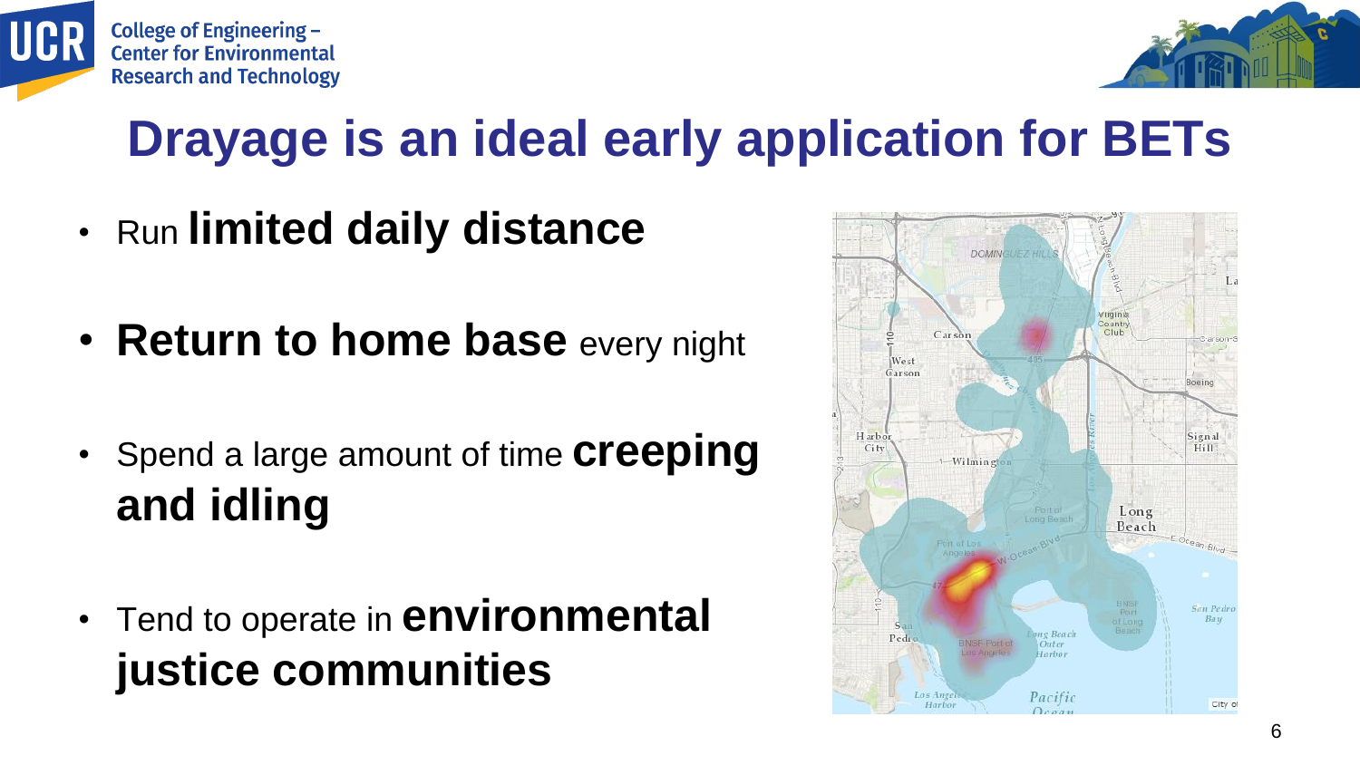# Drayage is an ideal early application for BETs

- Run **limited daily distance**
- **Return to home base** every night
- Spend a large amount of time **creeping and idling**
- Tend to operate in **environmental justice communities**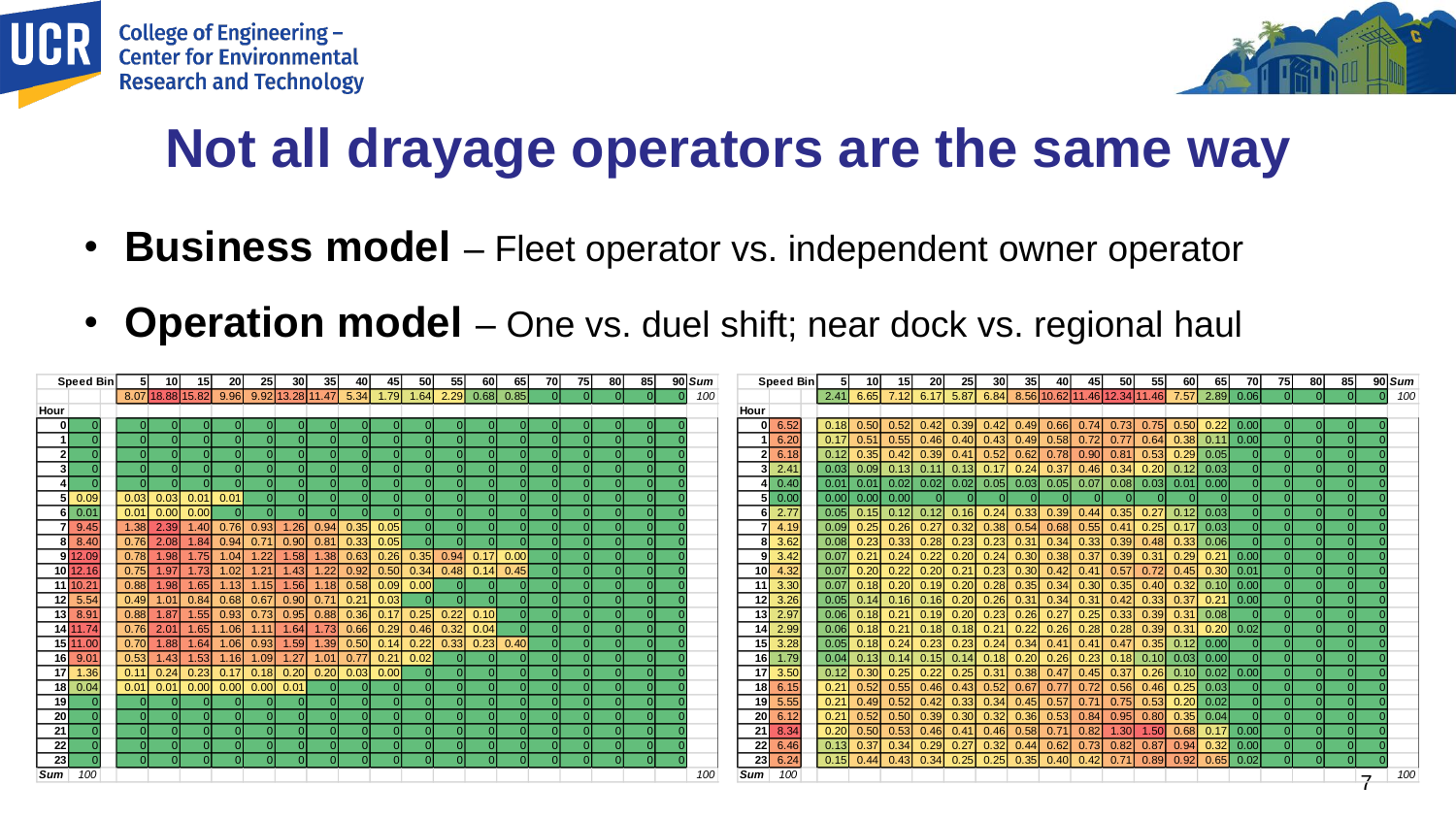# Not all drayage operators are the same way

- **Business model** – Fleet operator vs. independent owner operator
- **Operation model** – One vs. duel shift; near dock vs. regional haul

| Hour \ Speed Bin | | 5 | 10 | 15 | 20 | 25 | 30 | 35 | 40 | 45 | 50 | 55 | 60 | 65 | 70 | 75 | 80 | 85 | 90 | Sum |
|---|---|---|---|---|---|---|---|---|---|---|---|---|---|---|---|---|---|---|---|---|
| | | 8.07 | 18.88 | 15.82 | 9.96 | 9.92 | 13.28 | 11.47 | 5.34 | 1.79 | 1.64 | 2.29 | 0.68 | 0.85 | 0 | 0 | 0 | 0 | 0 | 100 |
| 0 | 0 | 0 | 0 | 0 | 0 | 0 | 0 | 0 | 0 | 0 | 0 | 0 | 0 | 0 | 0 | 0 | 0 | 0 | 0 | |
| 1 | 0 | 0 | 0 | 0 | 0 | 0 | 0 | 0 | 0 | 0 | 0 | 0 | 0 | 0 | 0 | 0 | 0 | 0 | 0 | |
| 2 | 0 | 0 | 0 | 0 | 0 | 0 | 0 | 0 | 0 | 0 | 0 | 0 | 0 | 0 | 0 | 0 | 0 | 0 | 0 | |
| 3 | 0 | 0 | 0 | 0 | 0 | 0 | 0 | 0 | 0 | 0 | 0 | 0 | 0 | 0 | 0 | 0 | 0 | 0 | 0 | |
| 4 | 0 | 0 | 0 | 0 | 0 | 0 | 0 | 0 | 0 | 0 | 0 | 0 | 0 | 0 | 0 | 0 | 0 | 0 | 0 | |
| 5 | 0.09 | 0.03 | 0.03 | 0.01 | 0.01 | 0 | 0 | 0 | 0 | 0 | 0 | 0 | 0 | 0 | 0 | 0 | 0 | 0 | 0 | |
| 6 | 0.01 | 0.01 | 0.00 | 0.00 | 0 | 0 | 0 | 0 | 0 | 0 | 0 | 0 | 0 | 0 | 0 | 0 | 0 | 0 | 0 | |
| 7 | 9.45 | 1.38 | 2.39 | 1.40 | 0.76 | 0.93 | 1.26 | 0.94 | 0.35 | 0.05 | 0 | 0 | 0 | 0 | 0 | 0 | 0 | 0 | 0 | |
| 8 | 8.40 | 0.76 | 2.08 | 1.84 | 0.94 | 0.71 | 0.90 | 0.81 | 0.33 | 0.05 | 0 | 0 | 0 | 0 | 0 | 0 | 0 | 0 | 0 | |
| 9 | 12.09 | 0.78 | 1.98 | 1.75 | 1.04 | 1.22 | 1.58 | 1.38 | 0.63 | 0.26 | 0.35 | 0.94 | 0.17 | 0.00 | 0 | 0 | 0 | 0 | 0 | |
| 10 | 12.16 | 0.75 | 1.97 | 1.73 | 1.02 | 1.21 | 1.43 | 1.22 | 0.92 | 0.50 | 0.34 | 0.48 | 0.14 | 0.45 | 0 | 0 | 0 | 0 | 0 | |
| 11 | 10.21 | 0.88 | 1.98 | 1.65 | 1.13 | 1.15 | 1.56 | 1.18 | 0.58 | 0.09 | 0.00 | 0 | 0 | 0 | 0 | 0 | 0 | 0 | 0 | |
| 12 | 5.54 | 0.49 | 1.01 | 0.84 | 0.68 | 0.67 | 0.90 | 0.71 | 0.21 | 0.03 | 0 | 0 | 0 | 0 | 0 | 0 | 0 | 0 | 0 | |
| 13 | 8.91 | 0.88 | 1.87 | 1.55 | 0.93 | 0.73 | 0.95 | 0.88 | 0.36 | 0.17 | 0.25 | 0.22 | 0.10 | 0 | 0 | 0 | 0 | 0 | 0 | |
| 14 | 11.74 | 0.76 | 2.01 | 1.65 | 1.06 | 1.11 | 1.64 | 1.73 | 0.66 | 0.29 | 0.46 | 0.32 | 0.04 | 0 | 0 | 0 | 0 | 0 | 0 | |
| 15 | 11.00 | 0.70 | 1.88 | 1.64 | 1.06 | 0.93 | 1.59 | 1.39 | 0.50 | 0.14 | 0.22 | 0.33 | 0.23 | 0.40 | 0 | 0 | 0 | 0 | 0 | |
| 16 | 9.01 | 0.53 | 1.43 | 1.53 | 1.16 | 1.09 | 1.27 | 1.01 | 0.77 | 0.21 | 0.02 | 0 | 0 | 0 | 0 | 0 | 0 | 0 | 0 | |
| 17 | 1.36 | 0.11 | 0.24 | 0.23 | 0.17 | 0.18 | 0.20 | 0.20 | 0.03 | 0.00 | 0 | 0 | 0 | 0 | 0 | 0 | 0 | 0 | 0 | |
| 18 | 0.04 | 0.01 | 0.01 | 0.00 | 0.00 | 0.00 | 0.01 | 0 | 0 | 0 | 0 | 0 | 0 | 0 | 0 | 0 | 0 | 0 | 0 | |
| 19 | 0 | 0 | 0 | 0 | 0 | 0 | 0 | 0 | 0 | 0 | 0 | 0 | 0 | 0 | 0 | 0 | 0 | 0 | 0 | |
| 20 | 0 | 0 | 0 | 0 | 0 | 0 | 0 | 0 | 0 | 0 | 0 | 0 | 0 | 0 | 0 | 0 | 0 | 0 | 0 | |
| 21 | 0 | 0 | 0 | 0 | 0 | 0 | 0 | 0 | 0 | 0 | 0 | 0 | 0 | 0 | 0 | 0 | 0 | 0 | 0 | |
| 22 | 0 | 0 | 0 | 0 | 0 | 0 | 0 | 0 | 0 | 0 | 0 | 0 | 0 | 0 | 0 | 0 | 0 | 0 | 0 | |
| 23 | 0 | 0 | 0 | 0 | 0 | 0 | 0 | 0 | 0 | 0 | 0 | 0 | 0 | 0 | 0 | 0 | 0 | 0 | 0 | |
| Sum | 100 | | | | | | | | | | | | | | | | | | | 100 |

| Hour \ Speed Bin | | 5 | 10 | 15 | 20 | 25 | 30 | 35 | 40 | 45 | 50 | 55 | 60 | 65 | 70 | 75 | 80 | 85 | 90 | Sum |
|---|---|---|---|---|---|---|---|---|---|---|---|---|---|---|---|---|---|---|---|---|
| | | 2.41 | 6.65 | 7.12 | 6.17 | 5.87 | 6.84 | 8.56 | 10.62 | 11.46 | 12.34 | 11.46 | 7.57 | 2.89 | 0.06 | 0 | 0 | 0 | 0 | 100 |
| 0 | 6.52 | 0.18 | 0.50 | 0.52 | 0.42 | 0.39 | 0.42 | 0.49 | 0.66 | 0.74 | 0.73 | 0.75 | 0.50 | 0.22 | 0.00 | 0 | 0 | 0 | 0 | |
| 1 | 6.20 | 0.17 | 0.51 | 0.55 | 0.46 | 0.40 | 0.43 | 0.49 | 0.58 | 0.72 | 0.77 | 0.64 | 0.38 | 0.11 | 0.00 | 0 | 0 | 0 | 0 | |
| 2 | 6.18 | 0.12 | 0.35 | 0.42 | 0.39 | 0.41 | 0.52 | 0.62 | 0.78 | 0.90 | 0.81 | 0.53 | 0.29 | 0.05 | 0 | 0 | 0 | 0 | 0 | |
| 3 | 2.41 | 0.03 | 0.09 | 0.13 | 0.11 | 0.13 | 0.17 | 0.24 | 0.37 | 0.46 | 0.34 | 0.20 | 0.12 | 0.03 | 0 | 0 | 0 | 0 | 0 | |
| 4 | 0.40 | 0.01 | 0.01 | 0.02 | 0.02 | 0.02 | 0.05 | 0.03 | 0.05 | 0.07 | 0.08 | 0.03 | 0.01 | 0.00 | 0 | 0 | 0 | 0 | 0 | |
| 5 | 0.00 | 0.00 | 0.00 | 0.00 | 0 | 0 | 0 | 0 | 0 | 0 | 0 | 0 | 0 | 0 | 0 | 0 | 0 | 0 | 0 | |
| 6 | 2.77 | 0.05 | 0.15 | 0.12 | 0.12 | 0.16 | 0.24 | 0.33 | 0.39 | 0.44 | 0.35 | 0.27 | 0.12 | 0.03 | 0 | 0 | 0 | 0 | 0 | |
| 7 | 4.19 | 0.09 | 0.25 | 0.26 | 0.27 | 0.32 | 0.38 | 0.54 | 0.68 | 0.55 | 0.41 | 0.25 | 0.17 | 0.03 | 0 | 0 | 0 | 0 | 0 | |
| 8 | 3.62 | 0.08 | 0.23 | 0.33 | 0.28 | 0.23 | 0.23 | 0.31 | 0.34 | 0.33 | 0.39 | 0.48 | 0.33 | 0.06 | 0 | 0 | 0 | 0 | 0 | |
| 9 | 3.42 | 0.07 | 0.21 | 0.24 | 0.22 | 0.20 | 0.24 | 0.30 | 0.38 | 0.37 | 0.39 | 0.31 | 0.29 | 0.21 | 0.00 | 0 | 0 | 0 | 0 | |
| 10 | 4.32 | 0.07 | 0.20 | 0.22 | 0.20 | 0.21 | 0.23 | 0.30 | 0.42 | 0.41 | 0.57 | 0.72 | 0.45 | 0.30 | 0.01 | 0 | 0 | 0 | 0 | |
| 11 | 3.30 | 0.07 | 0.18 | 0.20 | 0.19 | 0.20 | 0.28 | 0.35 | 0.34 | 0.30 | 0.35 | 0.40 | 0.32 | 0.10 | 0.00 | 0 | 0 | 0 | 0 | |
| 12 | 3.26 | 0.05 | 0.14 | 0.16 | 0.16 | 0.20 | 0.26 | 0.31 | 0.34 | 0.31 | 0.42 | 0.33 | 0.37 | 0.21 | 0.00 | 0 | 0 | 0 | 0 | |
| 13 | 2.97 | 0.06 | 0.18 | 0.21 | 0.19 | 0.20 | 0.23 | 0.26 | 0.27 | 0.25 | 0.33 | 0.39 | 0.31 | 0.08 | 0 | 0 | 0 | 0 | 0 | |
| 14 | 2.99 | 0.06 | 0.18 | 0.21 | 0.18 | 0.18 | 0.21 | 0.22 | 0.26 | 0.28 | 0.28 | 0.39 | 0.31 | 0.20 | 0.02 | 0 | 0 | 0 | 0 | |
| 15 | 3.28 | 0.05 | 0.18 | 0.24 | 0.23 | 0.23 | 0.24 | 0.34 | 0.41 | 0.41 | 0.47 | 0.35 | 0.12 | 0.00 | 0 | 0 | 0 | 0 | 0 | |
| 16 | 1.79 | 0.04 | 0.13 | 0.14 | 0.15 | 0.14 | 0.18 | 0.20 | 0.26 | 0.23 | 0.18 | 0.10 | 0.03 | 0.00 | 0 | 0 | 0 | 0 | 0 | |
| 17 | 3.50 | 0.12 | 0.30 | 0.25 | 0.22 | 0.25 | 0.31 | 0.38 | 0.47 | 0.45 | 0.37 | 0.26 | 0.10 | 0.02 | 0.00 | 0 | 0 | 0 | 0 | |
| 18 | 6.15 | 0.21 | 0.52 | 0.55 | 0.46 | 0.43 | 0.52 | 0.67 | 0.77 | 0.72 | 0.56 | 0.46 | 0.25 | 0.03 | 0 | 0 | 0 | 0 | 0 | |
| 19 | 5.55 | 0.21 | 0.49 | 0.52 | 0.42 | 0.33 | 0.34 | 0.45 | 0.57 | 0.71 | 0.75 | 0.53 | 0.20 | 0.02 | 0 | 0 | 0 | 0 | 0 | |
| 20 | 6.12 | 0.21 | 0.52 | 0.50 | 0.39 | 0.30 | 0.32 | 0.36 | 0.53 | 0.84 | 0.95 | 0.80 | 0.35 | 0.04 | 0 | 0 | 0 | 0 | 0 | |
| 21 | 8.34 | 0.20 | 0.50 | 0.53 | 0.46 | 0.41 | 0.46 | 0.58 | 0.71 | 0.82 | 1.30 | 1.50 | 0.68 | 0.17 | 0.00 | 0 | 0 | 0 | 0 | |
| 22 | 6.46 | 0.13 | 0.37 | 0.34 | 0.29 | 0.27 | 0.32 | 0.44 | 0.62 | 0.73 | 0.82 | 0.87 | 0.94 | 0.32 | 0.00 | 0 | 0 | 0 | 0 | |
| 23 | 6.24 | 0.15 | 0.44 | 0.43 | 0.34 | 0.25 | 0.25 | 0.35 | 0.40 | 0.42 | 0.71 | 0.89 | 0.92 | 0.65 | 0.02 | 0 | 0 | 0 | 0 | |
| Sum | 100 | | | | | | | | | | | | | | | | | | | 100 |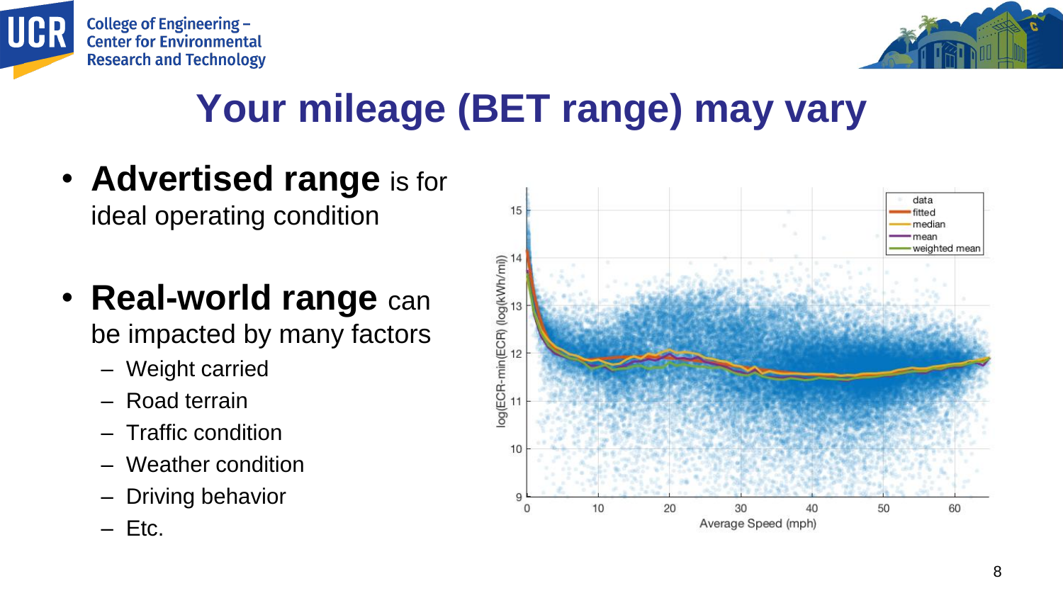# Your mileage (BET range) may vary

- **Advertised range** is for ideal operating condition
- **Real-world range** can be impacted by many factors
  - Weight carried
  - Road terrain
  - Traffic condition
  - Weather condition
  - Driving behavior
  - Etc.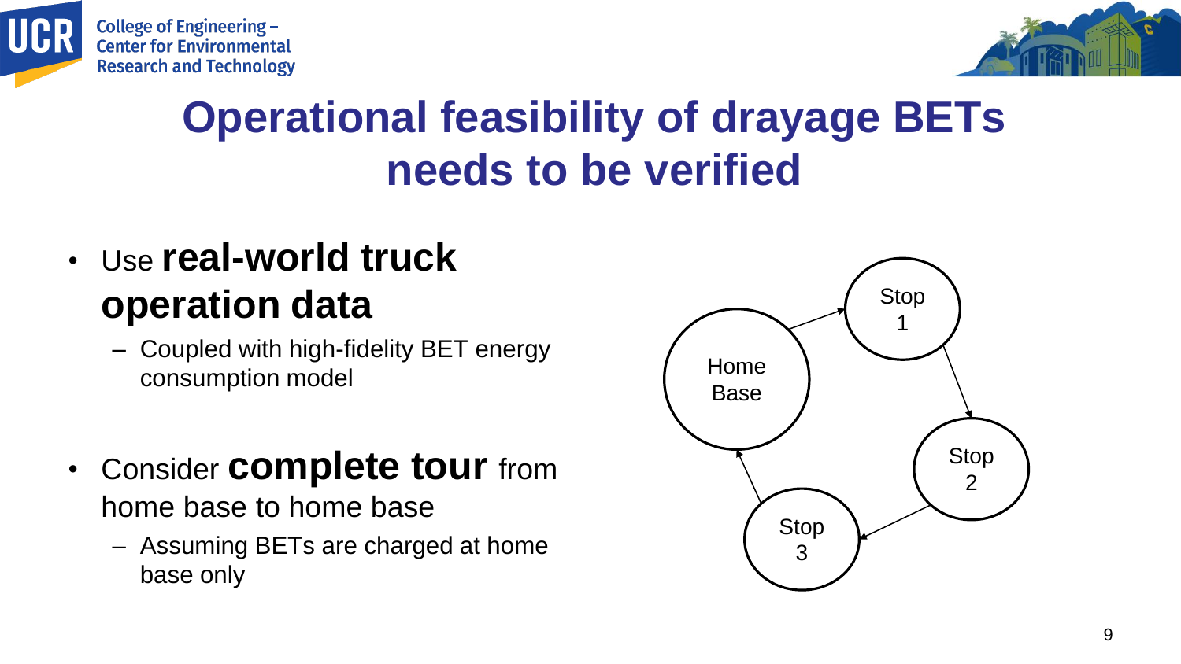# Operational feasibility of drayage BETs needs to be verified

- Use **real-world truck operation data**
  - Coupled with high-fidelity BET energy consumption model
- Consider **complete tour** from home base to home base
  - Assuming BETs are charged at home base only

Home Base → Stop 1 → Stop 2 → Stop 3 → Home Base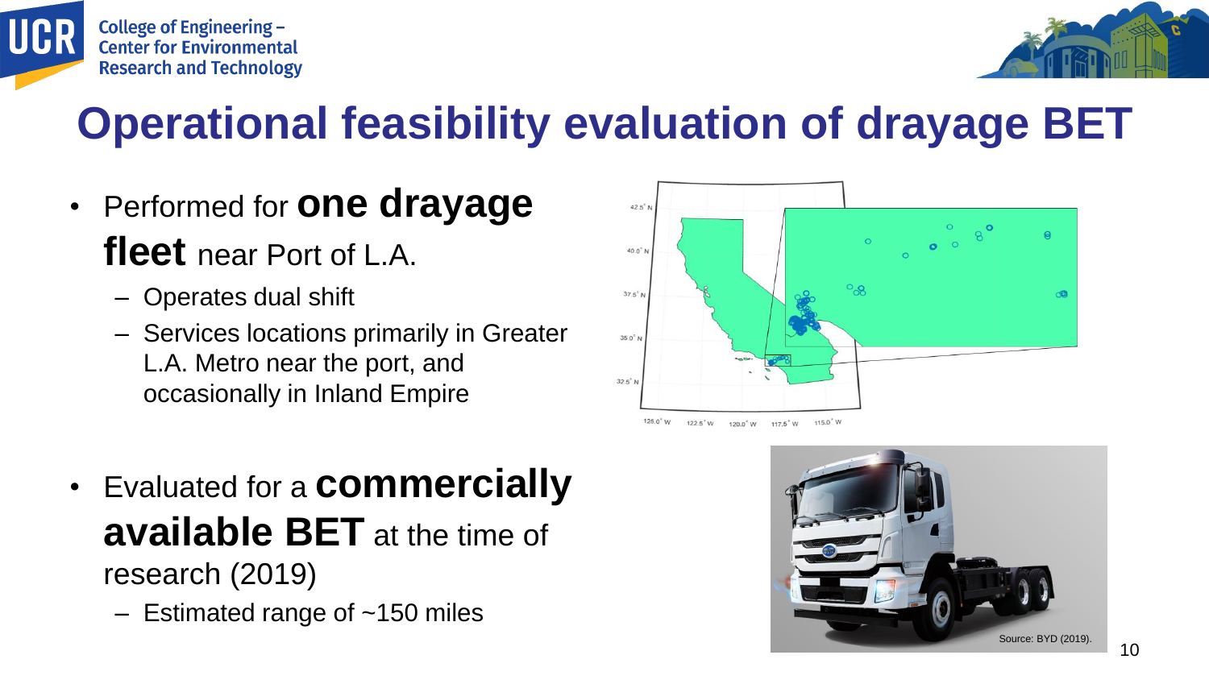# Operational feasibility evaluation of drayage BET

- Performed for **one drayage fleet** near Port of L.A.
  - Operates dual shift
  - Services locations primarily in Greater L.A. Metro near the port, and occasionally in Inland Empire

- Evaluated for a **commercially available BET** at the time of research (2019)
  - Estimated range of ~150 miles

Source: BYD (2019).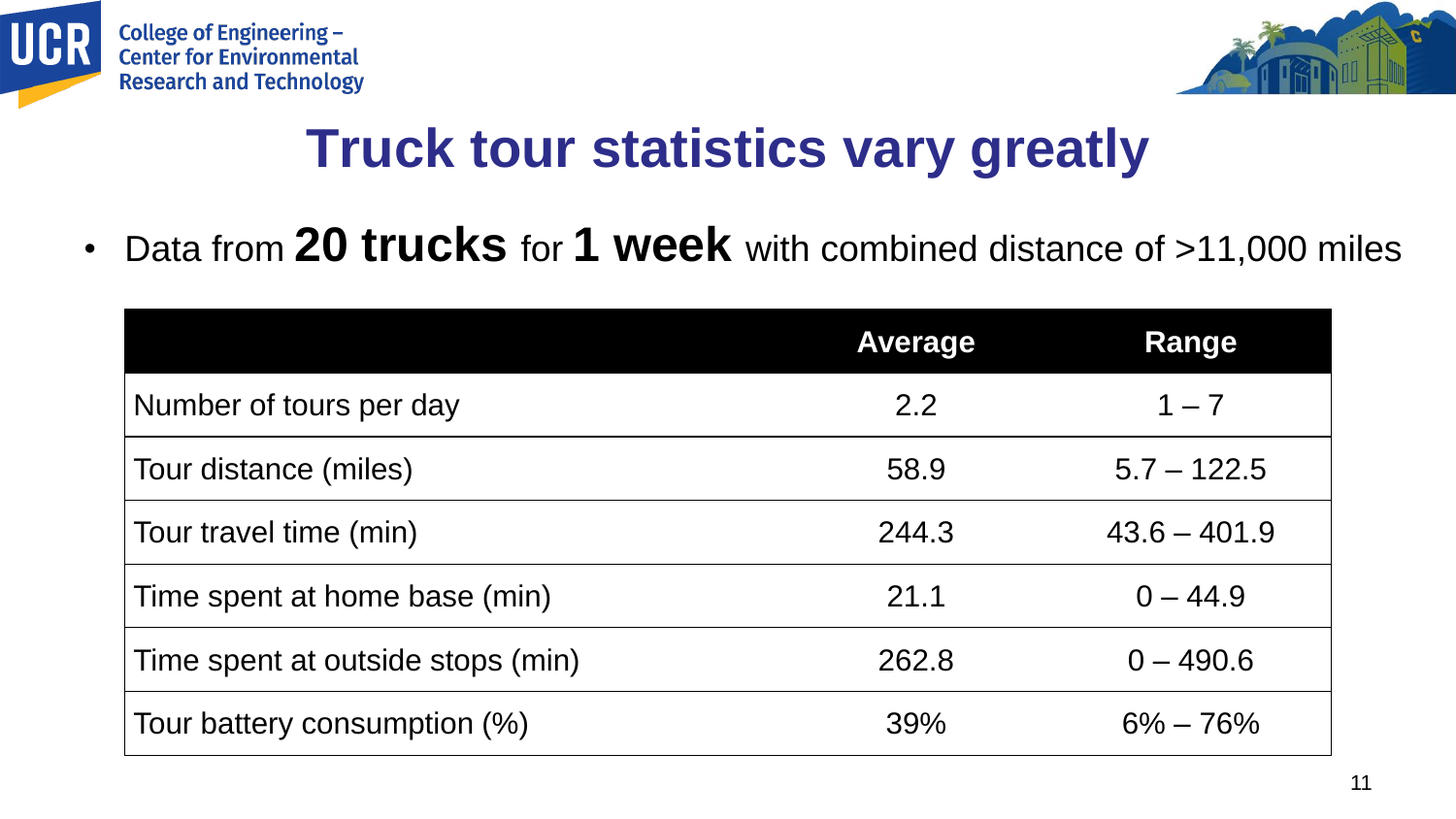# Truck tour statistics vary greatly

- Data from **20 trucks** for **1 week** with combined distance of >11,000 miles

| | Average | Range |
|---|---|---|
| Number of tours per day | 2.2 | 1 – 7 |
| Tour distance (miles) | 58.9 | 5.7 – 122.5 |
| Tour travel time (min) | 244.3 | 43.6 – 401.9 |
| Time spent at home base (min) | 21.1 | 0 – 44.9 |
| Time spent at outside stops (min) | 262.8 | 0 – 490.6 |
| Tour battery consumption (%) | 39% | 6% – 76% |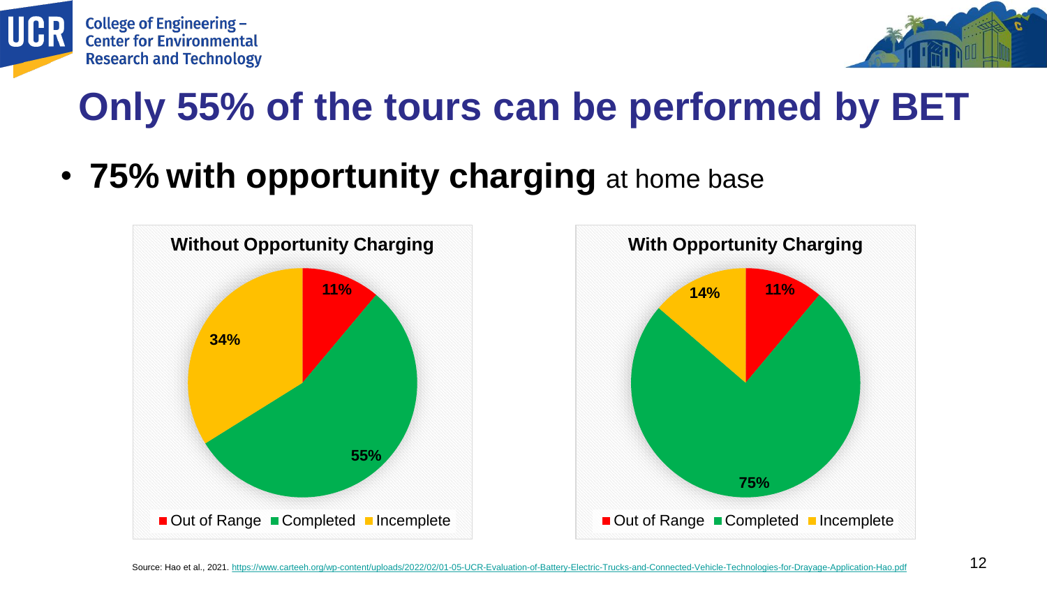# Only 55% of the tours can be performed by BET

- **75% with opportunity charging** at home base

**Without Opportunity Charging**

| Category | Share |
| --- | --- |
| Out of Range | 11% |
| Completed | 55% |
| Incemplete | 34% |

**With Opportunity Charging**

| Category | Share |
| --- | --- |
| Out of Range | 11% |
| Completed | 75% |
| Incemplete | 14% |

Source: Hao et al., 2021. https://www.carteeh.org/wp-content/uploads/2022/02/01-05-UCR-Evaluation-of-Battery-Electric-Trucks-and-Connected-Vehicle-Technologies-for-Drayage-Application-Hao.pdf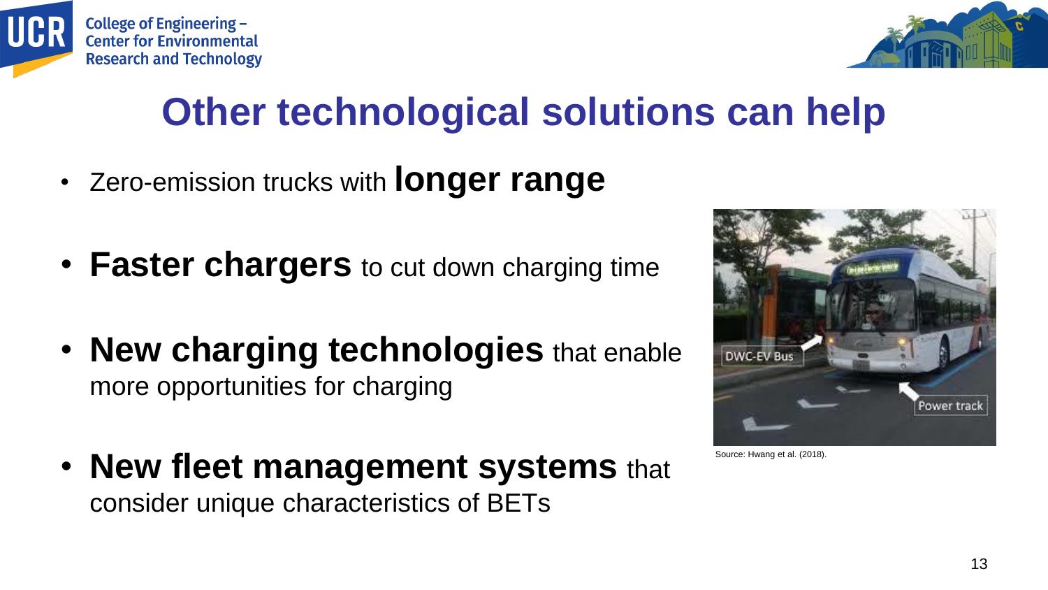# Other technological solutions can help

- Zero-emission trucks with **longer range**
- **Faster chargers** to cut down charging time
- **New charging technologies** that enable more opportunities for charging
- **New fleet management systems** that consider unique characteristics of BETs

Source: Hwang et al. (2018).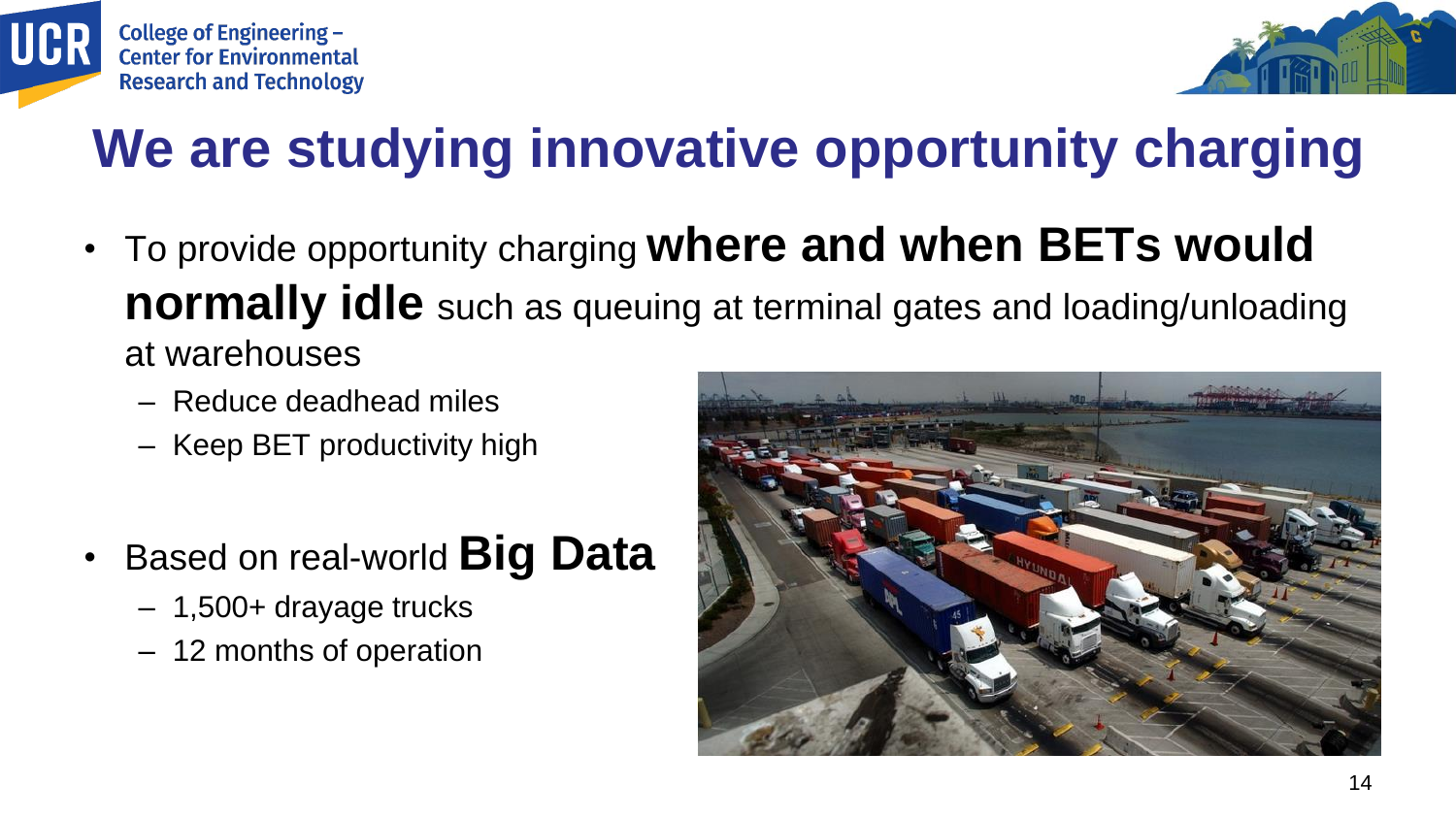# We are studying innovative opportunity charging

- To provide opportunity charging **where and when BETs would normally idle** such as queuing at terminal gates and loading/unloading at warehouses
  - Reduce deadhead miles
  - Keep BET productivity high

- Based on real-world **Big Data**
  - 1,500+ drayage trucks
  - 12 months of operation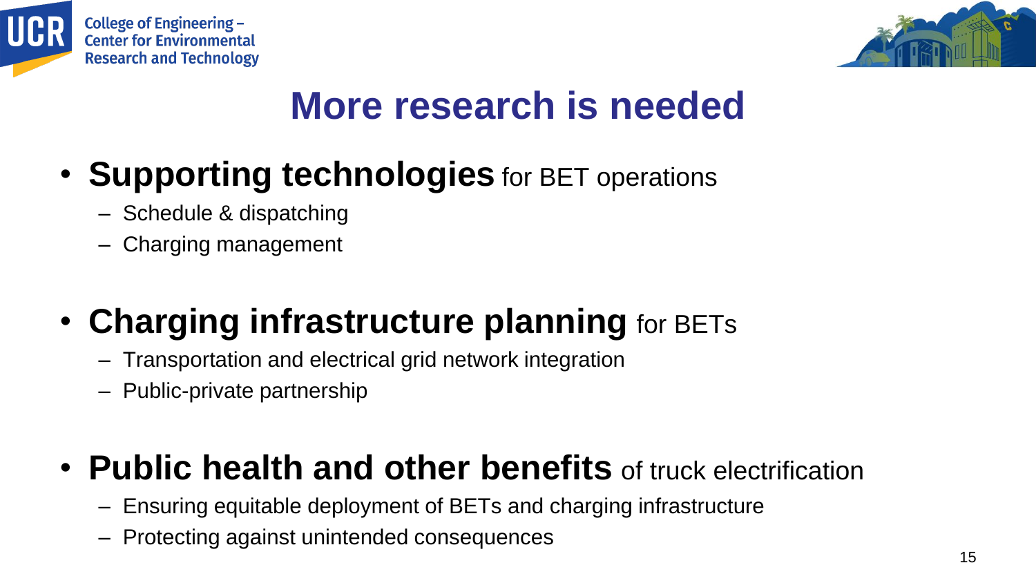# More research is needed

- **Supporting technologies** for BET operations
  - Schedule & dispatching
  - Charging management
- **Charging infrastructure planning** for BETs
  - Transportation and electrical grid network integration
  - Public-private partnership
- **Public health and other benefits** of truck electrification
  - Ensuring equitable deployment of BETs and charging infrastructure
  - Protecting against unintended consequences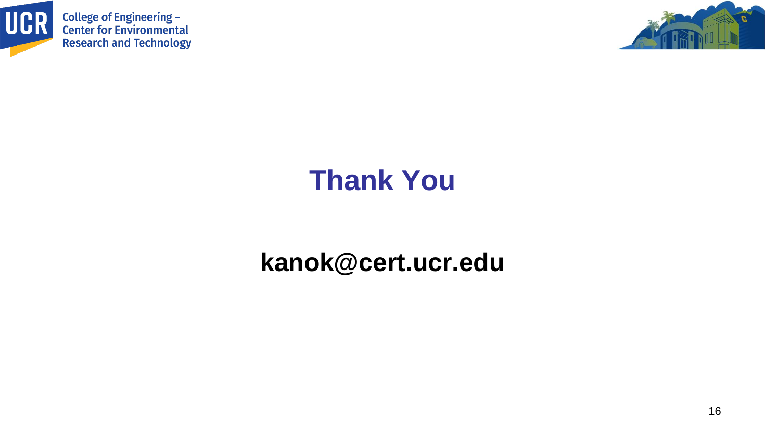# Thank You

**kanok@cert.ucr.edu**